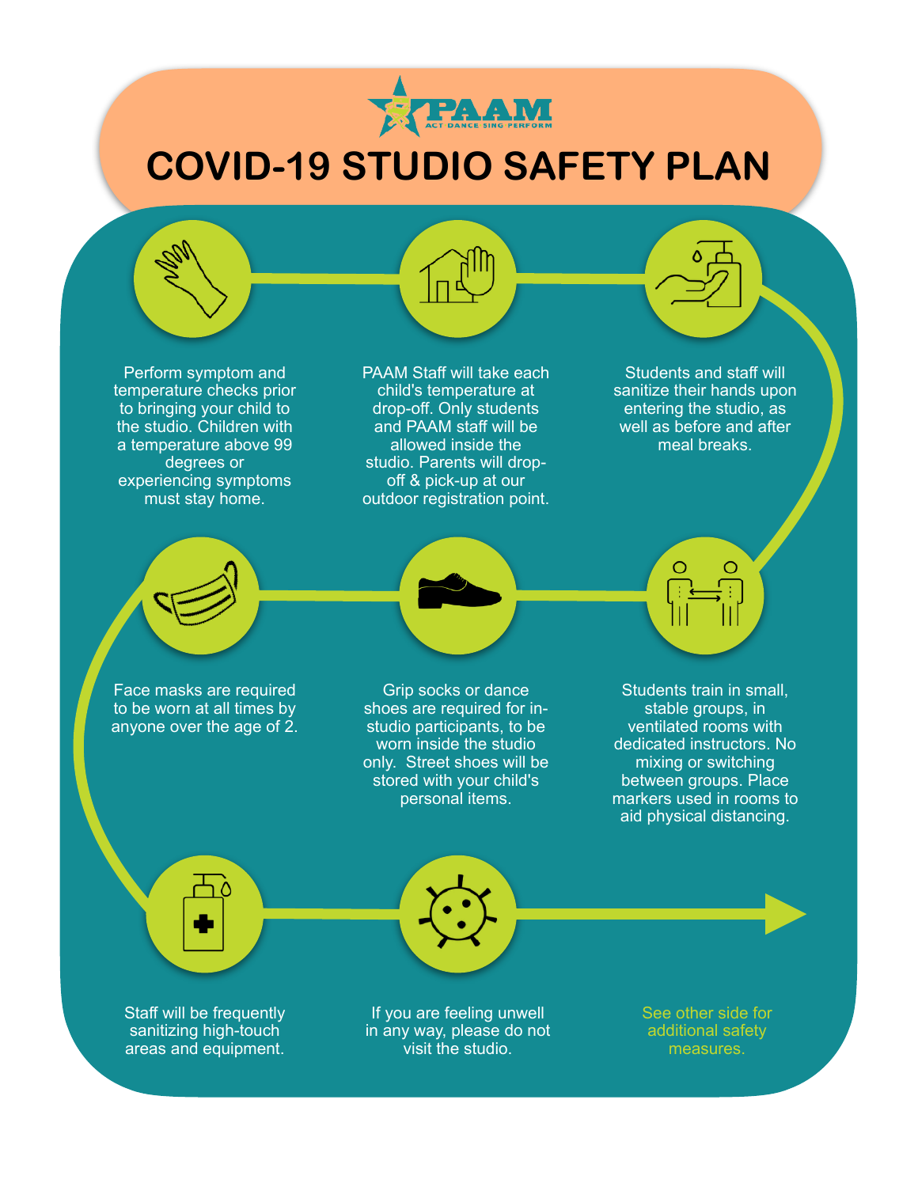PAAM

ACT DANCE SING PERFORM

# COVID-19 STUDIO SAFETY PLAN

Perform symptom and temperature checks prior to bringing your child to the studio. Children with a temperature above 99 degrees or experiencing symptoms must stay home.

PAAM Staff will take each child's temperature at drop-off. Only students and PAAM staff will be allowed inside the studio. Parents will drop-off & pick-up at our outdoor registration point.

Students and staff will sanitize their hands upon entering the studio, as well as before and after meal breaks.

Students train in small, stable groups, in ventilated rooms with dedicated instructors. No mixing or switching between groups. Place markers used in rooms to aid physical distancing.

Grip socks or dance shoes are required for in-studio participants, to be worn inside the studio only. Street shoes will be stored with your child's personal items.

Face masks are required to be worn at all times by anyone over the age of 2.

Staff will be frequently sanitizing high-touch areas and equipment.

If you are feeling unwell in any way, please do not visit the studio.

See other side for additional safety measures.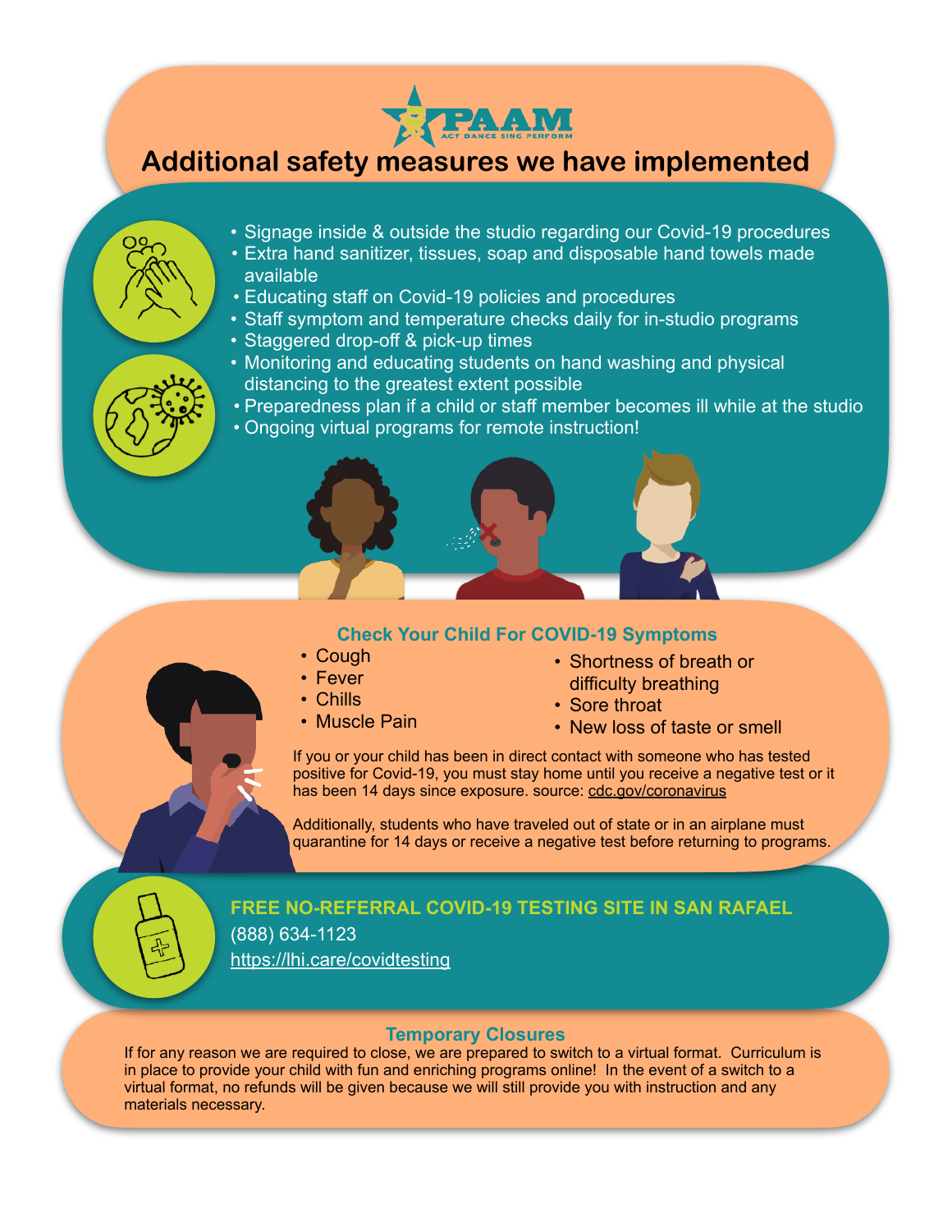PAAM
ACT DANCE SING PERFORM

# Additional safety measures we have implemented

- Signage inside & outside the studio regarding our Covid-19 procedures
- Extra hand sanitizer, tissues, soap and disposable hand towels made available
- Educating staff on Covid-19 policies and procedures
- Staff symptom and temperature checks daily for in-studio programs
- Staggered drop-off & pick-up times
- Monitoring and educating students on hand washing and physical distancing to the greatest extent possible
- Preparedness plan if a child or staff member becomes ill while at the studio
- Ongoing virtual programs for remote instruction!

## Check Your Child For COVID-19 Symptoms

- Cough
- Fever
- Chills
- Muscle Pain
- Shortness of breath or difficulty breathing
- Sore throat
- New loss of taste or smell

If you or your child has been in direct contact with someone who has tested positive for Covid-19, you must stay home until you receive a negative test or it has been 14 days since exposure. source: cdc.gov/coronavirus

Additionally, students who have traveled out of state or in an airplane must quarantine for 14 days or receive a negative test before returning to programs.

## FREE NO-REFERRAL COVID-19 TESTING SITE IN SAN RAFAEL

(888) 634-1123

https://lhi.care/covidtesting

## Temporary Closures

If for any reason we are required to close, we are prepared to switch to a virtual format. Curriculum is in place to provide your child with fun and enriching programs online! In the event of a switch to a virtual format, no refunds will be given because we will still provide you with instruction and any materials necessary.